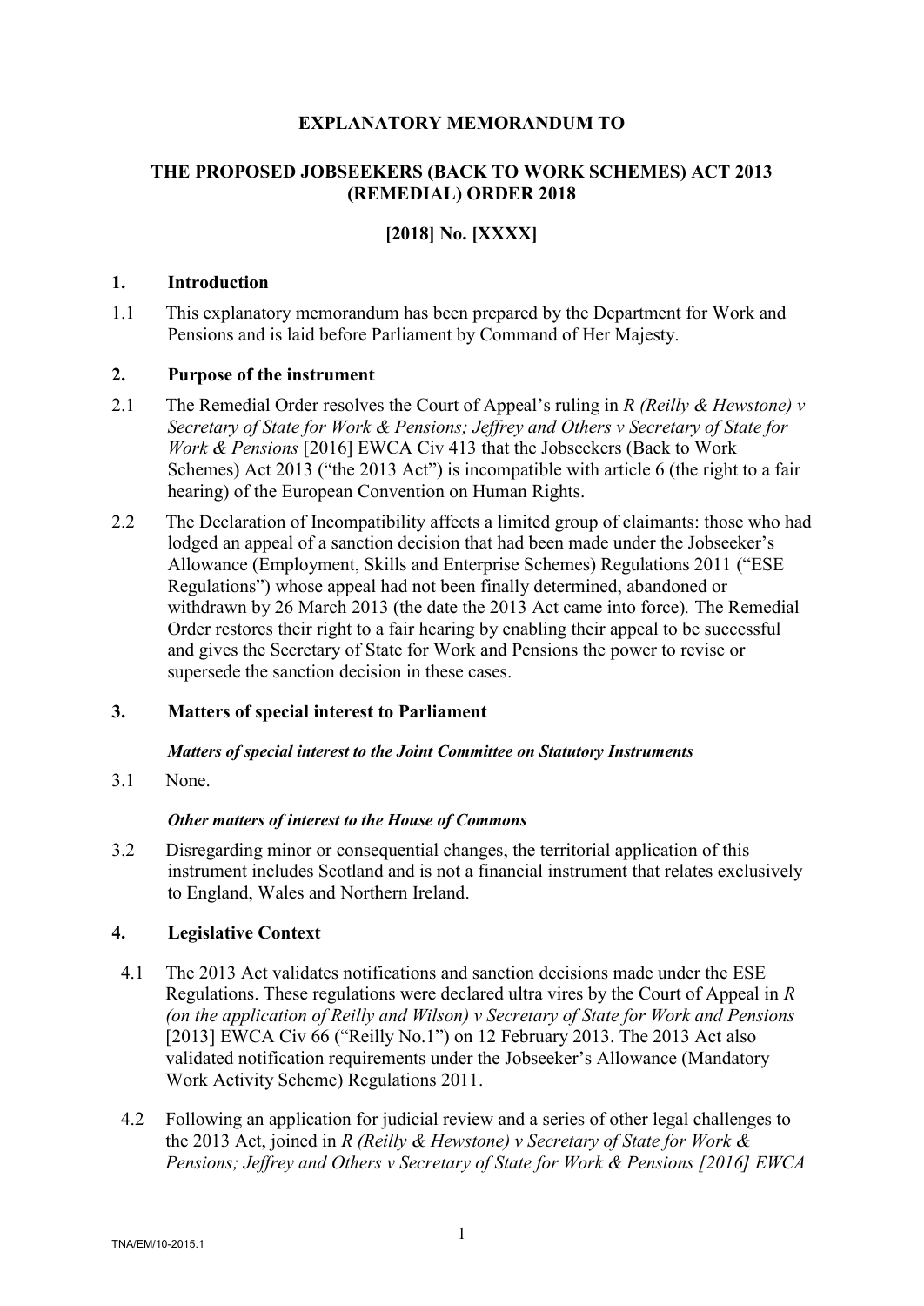# EXPLANATORY MEMORANDUM TO

# THE PROPOSED JOBSEEKERS (BACK TO WORK SCHEMES) ACT 2013 (REMEDIAL) ORDER 2018

**[2018] No. [XXXX]**

## 1. Introduction

1.1 This explanatory memorandum has been prepared by the Department for Work and Pensions and is laid before Parliament by Command of Her Majesty.

## 2. Purpose of the instrument

2.1 The Remedial Order resolves the Court of Appeal's ruling in *R (Reilly & Hewstone) v Secretary of State for Work & Pensions; Jeffrey and Others v Secretary of State for Work & Pensions* [2016] EWCA Civ 413 that the Jobseekers (Back to Work Schemes) Act 2013 ("the 2013 Act") is incompatible with article 6 (the right to a fair hearing) of the European Convention on Human Rights.

2.2 The Declaration of Incompatibility affects a limited group of claimants: those who had lodged an appeal of a sanction decision that had been made under the Jobseeker's Allowance (Employment, Skills and Enterprise Schemes) Regulations 2011 ("ESE Regulations") whose appeal had not been finally determined, abandoned or withdrawn by 26 March 2013 (the date the 2013 Act came into force). The Remedial Order restores their right to a fair hearing by enabling their appeal to be successful and gives the Secretary of State for Work and Pensions the power to revise or supersede the sanction decision in these cases.

## 3. Matters of special interest to Parliament

***Matters of special interest to the Joint Committee on Statutory Instruments***

3.1 None.

***Other matters of interest to the House of Commons***

3.2 Disregarding minor or consequential changes, the territorial application of this instrument includes Scotland and is not a financial instrument that relates exclusively to England, Wales and Northern Ireland.

## 4. Legislative Context

4.1 The 2013 Act validates notifications and sanction decisions made under the ESE Regulations. These regulations were declared ultra vires by the Court of Appeal in *R (on the application of Reilly and Wilson) v Secretary of State for Work and Pensions* [2013] EWCA Civ 66 ("Reilly No.1") on 12 February 2013. The 2013 Act also validated notification requirements under the Jobseeker's Allowance (Mandatory Work Activity Scheme) Regulations 2011.

4.2 Following an application for judicial review and a series of other legal challenges to the 2013 Act, joined in *R (Reilly & Hewstone) v Secretary of State for Work & Pensions; Jeffrey and Others v Secretary of State for Work & Pensions [2016] EWCA*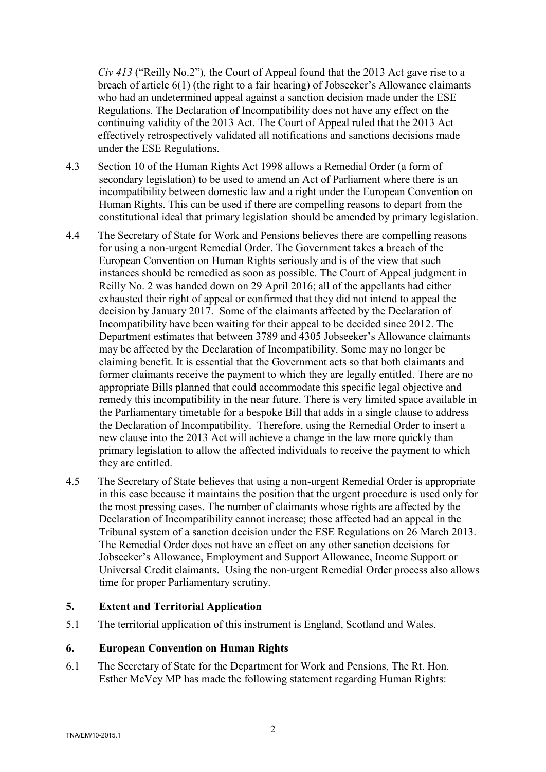*Civ 413* ("Reilly No.2")*,* the Court of Appeal found that the 2013 Act gave rise to a breach of article 6(1) (the right to a fair hearing) of Jobseeker's Allowance claimants who had an undetermined appeal against a sanction decision made under the ESE Regulations. The Declaration of Incompatibility does not have any effect on the continuing validity of the 2013 Act. The Court of Appeal ruled that the 2013 Act effectively retrospectively validated all notifications and sanctions decisions made under the ESE Regulations.

4.3 Section 10 of the Human Rights Act 1998 allows a Remedial Order (a form of secondary legislation) to be used to amend an Act of Parliament where there is an incompatibility between domestic law and a right under the European Convention on Human Rights. This can be used if there are compelling reasons to depart from the constitutional ideal that primary legislation should be amended by primary legislation.

4.4 The Secretary of State for Work and Pensions believes there are compelling reasons for using a non-urgent Remedial Order. The Government takes a breach of the European Convention on Human Rights seriously and is of the view that such instances should be remedied as soon as possible. The Court of Appeal judgment in Reilly No. 2 was handed down on 29 April 2016; all of the appellants had either exhausted their right of appeal or confirmed that they did not intend to appeal the decision by January 2017. Some of the claimants affected by the Declaration of Incompatibility have been waiting for their appeal to be decided since 2012. The Department estimates that between 3789 and 4305 Jobseeker's Allowance claimants may be affected by the Declaration of Incompatibility. Some may no longer be claiming benefit. It is essential that the Government acts so that both claimants and former claimants receive the payment to which they are legally entitled. There are no appropriate Bills planned that could accommodate this specific legal objective and remedy this incompatibility in the near future. There is very limited space available in the Parliamentary timetable for a bespoke Bill that adds in a single clause to address the Declaration of Incompatibility. Therefore, using the Remedial Order to insert a new clause into the 2013 Act will achieve a change in the law more quickly than primary legislation to allow the affected individuals to receive the payment to which they are entitled.

4.5 The Secretary of State believes that using a non-urgent Remedial Order is appropriate in this case because it maintains the position that the urgent procedure is used only for the most pressing cases. The number of claimants whose rights are affected by the Declaration of Incompatibility cannot increase; those affected had an appeal in the Tribunal system of a sanction decision under the ESE Regulations on 26 March 2013. The Remedial Order does not have an effect on any other sanction decisions for Jobseeker's Allowance, Employment and Support Allowance, Income Support or Universal Credit claimants. Using the non-urgent Remedial Order process also allows time for proper Parliamentary scrutiny.

## 5. Extent and Territorial Application

5.1 The territorial application of this instrument is England, Scotland and Wales.

## 6. European Convention on Human Rights

6.1 The Secretary of State for the Department for Work and Pensions, The Rt. Hon. Esther McVey MP has made the following statement regarding Human Rights: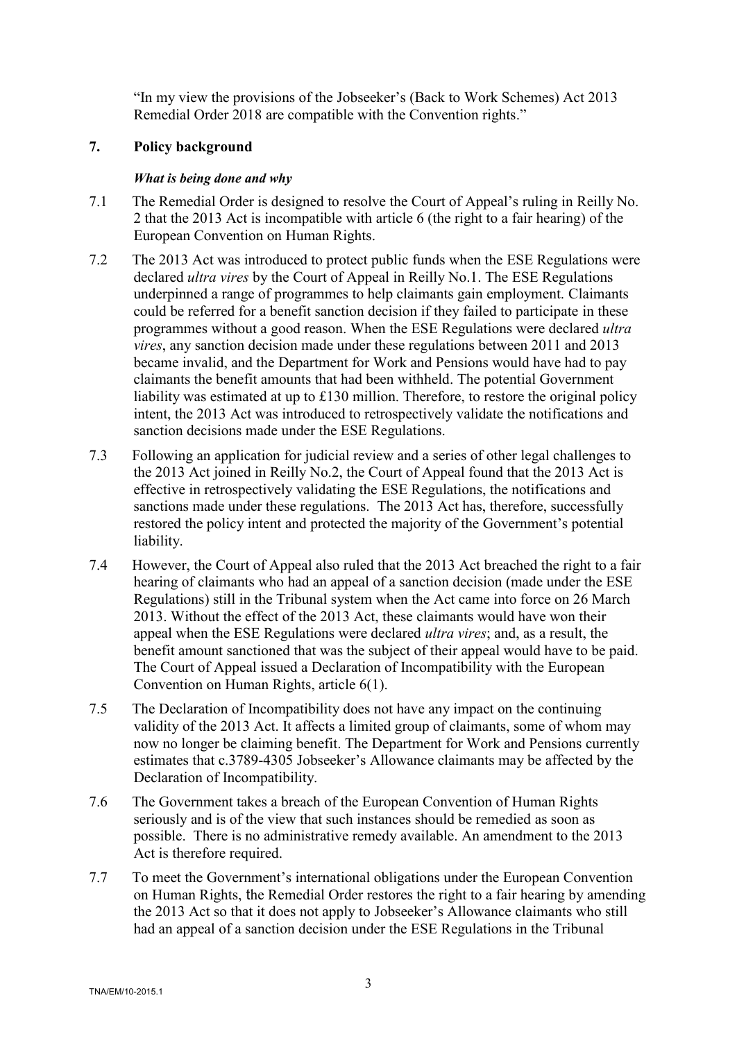"In my view the provisions of the Jobseeker's (Back to Work Schemes) Act 2013 Remedial Order 2018 are compatible with the Convention rights."

## 7. Policy background

### *What is being done and why*

7.1 The Remedial Order is designed to resolve the Court of Appeal's ruling in Reilly No. 2 that the 2013 Act is incompatible with article 6 (the right to a fair hearing) of the European Convention on Human Rights.

7.2 The 2013 Act was introduced to protect public funds when the ESE Regulations were declared *ultra vires* by the Court of Appeal in Reilly No.1. The ESE Regulations underpinned a range of programmes to help claimants gain employment. Claimants could be referred for a benefit sanction decision if they failed to participate in these programmes without a good reason. When the ESE Regulations were declared *ultra vires*, any sanction decision made under these regulations between 2011 and 2013 became invalid, and the Department for Work and Pensions would have had to pay claimants the benefit amounts that had been withheld. The potential Government liability was estimated at up to £130 million. Therefore, to restore the original policy intent, the 2013 Act was introduced to retrospectively validate the notifications and sanction decisions made under the ESE Regulations.

7.3 Following an application for judicial review and a series of other legal challenges to the 2013 Act joined in Reilly No.2, the Court of Appeal found that the 2013 Act is effective in retrospectively validating the ESE Regulations, the notifications and sanctions made under these regulations. The 2013 Act has, therefore, successfully restored the policy intent and protected the majority of the Government's potential liability.

7.4 However, the Court of Appeal also ruled that the 2013 Act breached the right to a fair hearing of claimants who had an appeal of a sanction decision (made under the ESE Regulations) still in the Tribunal system when the Act came into force on 26 March 2013. Without the effect of the 2013 Act, these claimants would have won their appeal when the ESE Regulations were declared *ultra vires*; and, as a result, the benefit amount sanctioned that was the subject of their appeal would have to be paid. The Court of Appeal issued a Declaration of Incompatibility with the European Convention on Human Rights, article 6(1).

7.5 The Declaration of Incompatibility does not have any impact on the continuing validity of the 2013 Act. It affects a limited group of claimants, some of whom may now no longer be claiming benefit. The Department for Work and Pensions currently estimates that c.3789-4305 Jobseeker's Allowance claimants may be affected by the Declaration of Incompatibility.

7.6 The Government takes a breach of the European Convention of Human Rights seriously and is of the view that such instances should be remedied as soon as possible. There is no administrative remedy available. An amendment to the 2013 Act is therefore required.

7.7 To meet the Government's international obligations under the European Convention on Human Rights, the Remedial Order restores the right to a fair hearing by amending the 2013 Act so that it does not apply to Jobseeker's Allowance claimants who still had an appeal of a sanction decision under the ESE Regulations in the Tribunal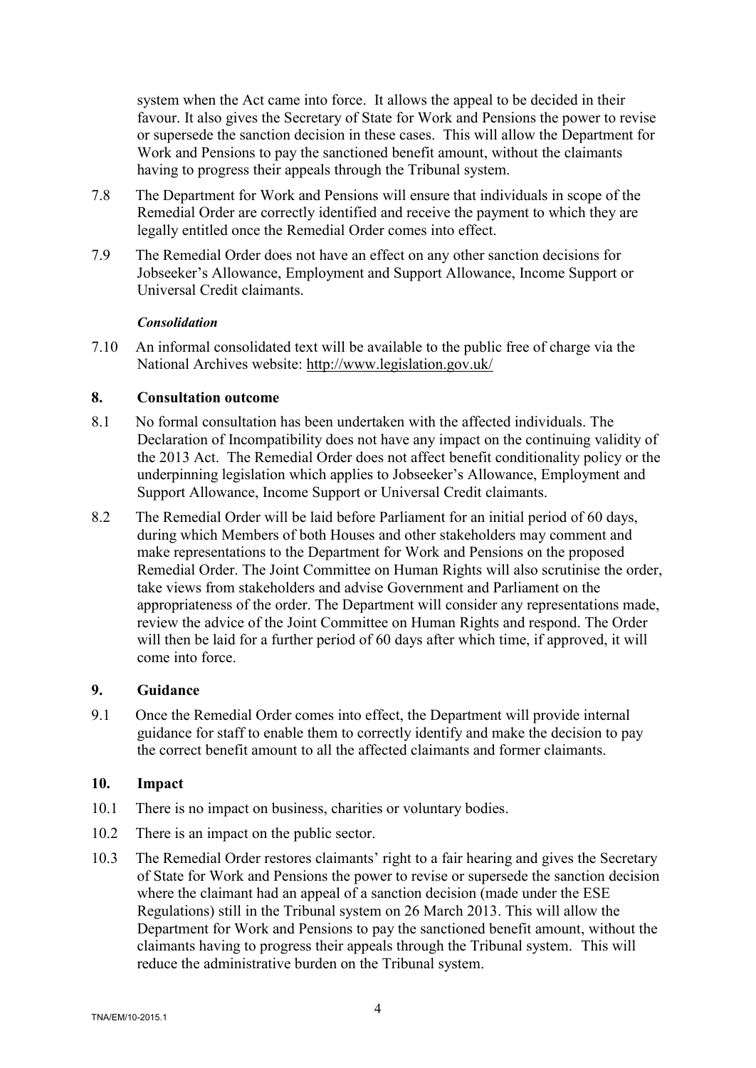system when the Act came into force. It allows the appeal to be decided in their favour. It also gives the Secretary of State for Work and Pensions the power to revise or supersede the sanction decision in these cases. This will allow the Department for Work and Pensions to pay the sanctioned benefit amount, without the claimants having to progress their appeals through the Tribunal system.

7.8 The Department for Work and Pensions will ensure that individuals in scope of the Remedial Order are correctly identified and receive the payment to which they are legally entitled once the Remedial Order comes into effect.

7.9 The Remedial Order does not have an effect on any other sanction decisions for Jobseeker's Allowance, Employment and Support Allowance, Income Support or Universal Credit claimants.

***Consolidation***

7.10 An informal consolidated text will be available to the public free of charge via the National Archives website: http://www.legislation.gov.uk/

## 8. Consultation outcome

8.1 No formal consultation has been undertaken with the affected individuals. The Declaration of Incompatibility does not have any impact on the continuing validity of the 2013 Act. The Remedial Order does not affect benefit conditionality policy or the underpinning legislation which applies to Jobseeker's Allowance, Employment and Support Allowance, Income Support or Universal Credit claimants.

8.2 The Remedial Order will be laid before Parliament for an initial period of 60 days, during which Members of both Houses and other stakeholders may comment and make representations to the Department for Work and Pensions on the proposed Remedial Order. The Joint Committee on Human Rights will also scrutinise the order, take views from stakeholders and advise Government and Parliament on the appropriateness of the order. The Department will consider any representations made, review the advice of the Joint Committee on Human Rights and respond. The Order will then be laid for a further period of 60 days after which time, if approved, it will come into force.

## 9. Guidance

9.1 Once the Remedial Order comes into effect, the Department will provide internal guidance for staff to enable them to correctly identify and make the decision to pay the correct benefit amount to all the affected claimants and former claimants.

## 10. Impact

10.1 There is no impact on business, charities or voluntary bodies.

10.2 There is an impact on the public sector.

10.3 The Remedial Order restores claimants' right to a fair hearing and gives the Secretary of State for Work and Pensions the power to revise or supersede the sanction decision where the claimant had an appeal of a sanction decision (made under the ESE Regulations) still in the Tribunal system on 26 March 2013. This will allow the Department for Work and Pensions to pay the sanctioned benefit amount, without the claimants having to progress their appeals through the Tribunal system. This will reduce the administrative burden on the Tribunal system.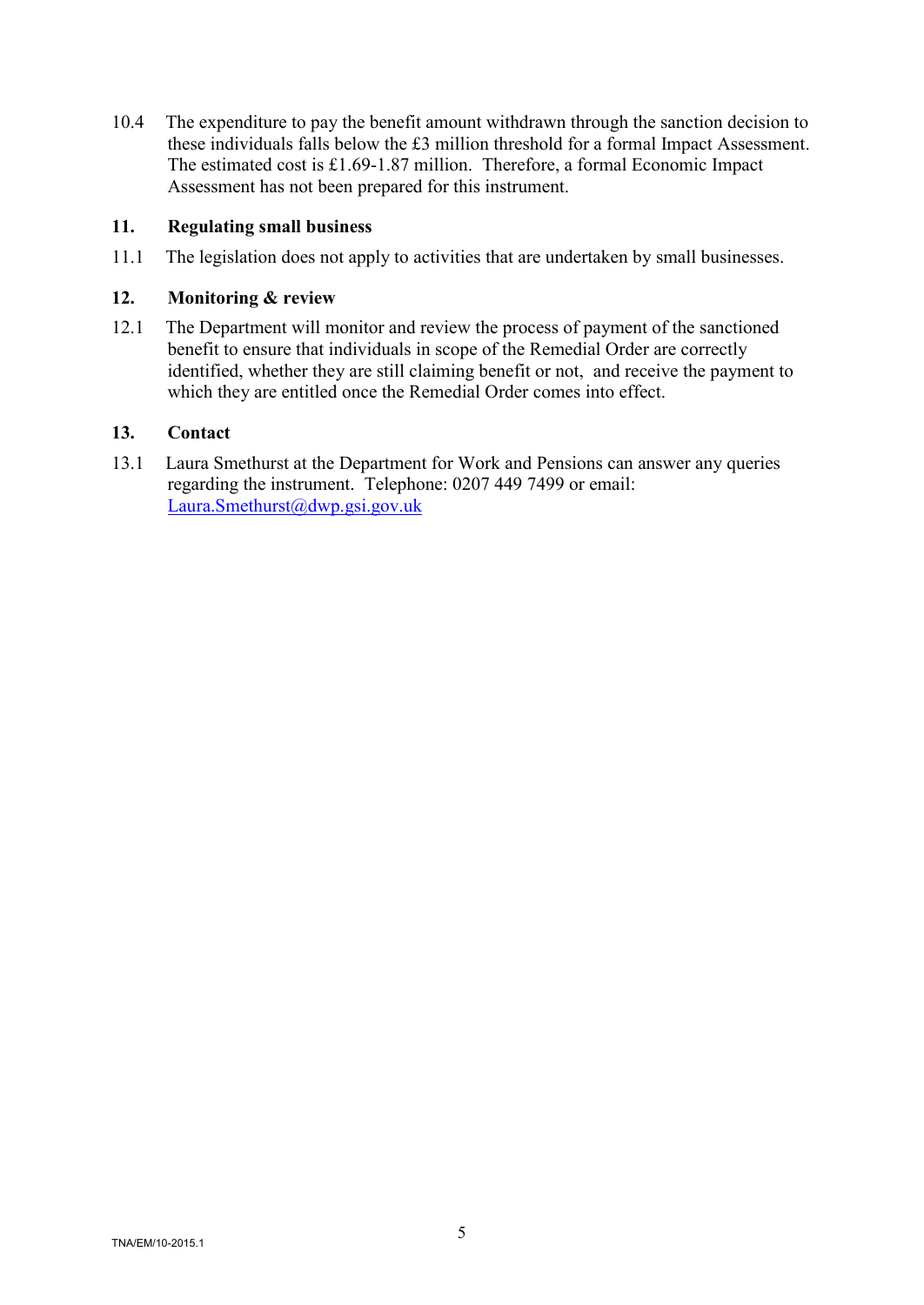10.4 The expenditure to pay the benefit amount withdrawn through the sanction decision to these individuals falls below the £3 million threshold for a formal Impact Assessment. The estimated cost is £1.69-1.87 million. Therefore, a formal Economic Impact Assessment has not been prepared for this instrument.

## 11. Regulating small business

11.1 The legislation does not apply to activities that are undertaken by small businesses.

## 12. Monitoring & review

12.1 The Department will monitor and review the process of payment of the sanctioned benefit to ensure that individuals in scope of the Remedial Order are correctly identified, whether they are still claiming benefit or not, and receive the payment to which they are entitled once the Remedial Order comes into effect.

## 13. Contact

13.1 Laura Smethurst at the Department for Work and Pensions can answer any queries regarding the instrument. Telephone: 0207 449 7499 or email: Laura.Smethurst@dwp.gsi.gov.uk

TNA/EM/10-2015.1